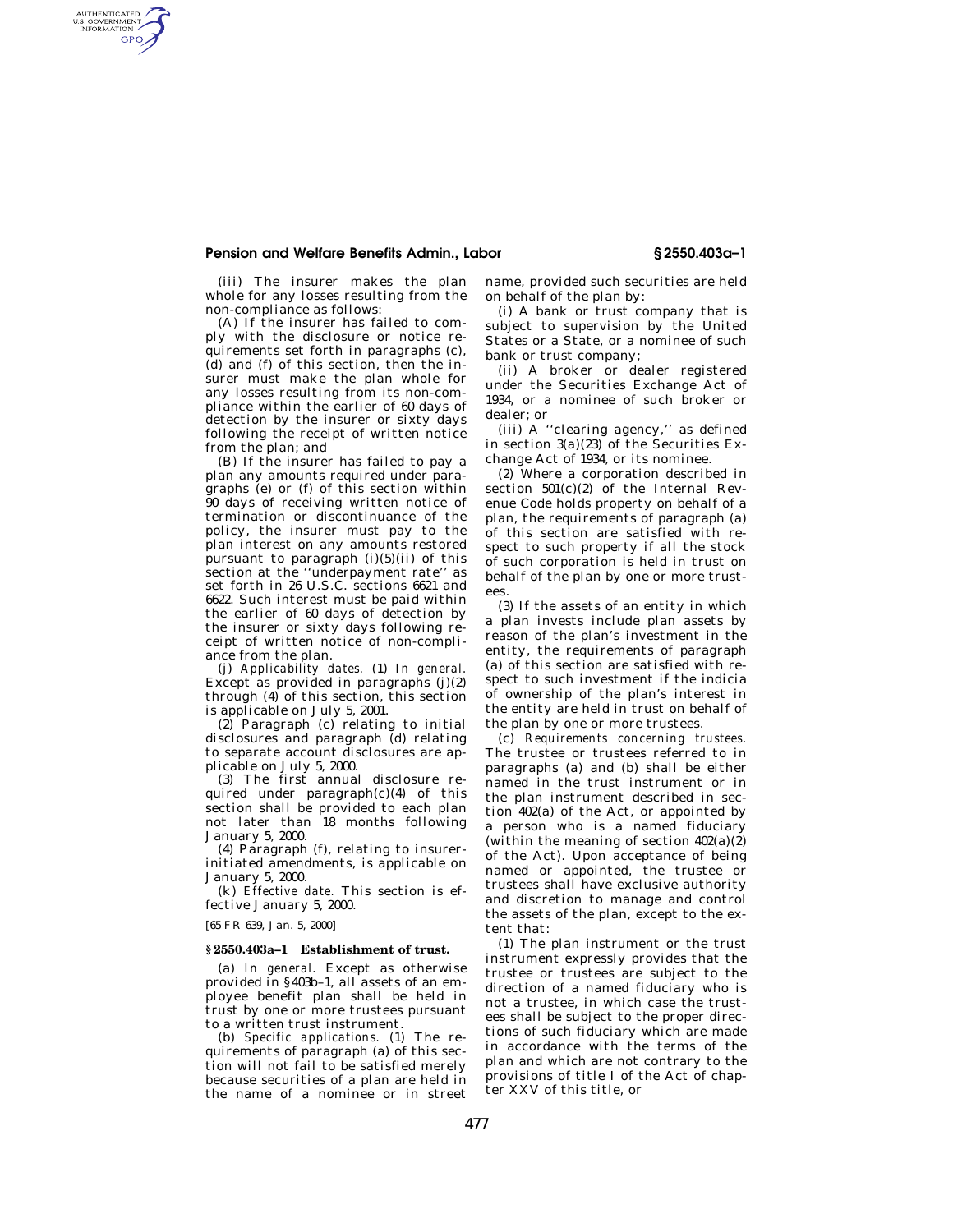(iii) The insurer makes the plan whole for any losses resulting from the non-compliance as follows:

(A) If the insurer has failed to comply with the disclosure or notice requirements set forth in paragraphs (c), (d) and (f) of this section, then the insurer must make the plan whole for any losses resulting from its non-compliance within the earlier of 60 days of detection by the insurer or sixty days following the receipt of written notice from the plan; and

(B) If the insurer has failed to pay a plan any amounts required under paragraphs (e) or (f) of this section within 90 days of receiving written notice of termination or discontinuance of the policy, the insurer must pay to the plan interest on any amounts restored pursuant to paragraph (i)(5)(ii) of this section at the ''underpayment rate'' as set forth in 26 U.S.C. sections 6621 and 6622. Such interest must be paid within the earlier of 60 days of detection by the insurer or sixty days following receipt of written notice of non-compliance from the plan.

(j) *Applicability dates.* (1) *In general.* Except as provided in paragraphs (j)(2) through (4) of this section, this section is applicable on July 5, 2001.

(2) Paragraph (c) relating to initial disclosures and paragraph (d) relating to separate account disclosures are applicable on July 5, 2000.

(3) The first annual disclosure required under paragraph(c)(4) of this section shall be provided to each plan not later than 18 months following January 5, 2000.

(4) Paragraph (f), relating to insurer-initiated amendments, is applicable on January 5, 2000.

(k) *Effective date.* This section is effective January 5, 2000.

[65 FR 639, Jan. 5, 2000]

## § 2550.403a–1 Establishment of trust.

(a) *In general.* Except as otherwise provided in §403b–1, all assets of an employee benefit plan shall be held in trust by one or more trustees pursuant to a written trust instrument.

(b) *Specific applications.* (1) The requirements of paragraph (a) of this section will not fail to be satisfied merely because securities of a plan are held in the name of a nominee or in street name, provided such securities are held on behalf of the plan by:

(i) A bank or trust company that is subject to supervision by the United States or a State, or a nominee of such bank or trust company;

(ii) A broker or dealer registered under the Securities Exchange Act of 1934, or a nominee of such broker or dealer; or

(iii) A ''clearing agency,'' as defined in section 3(a)(23) of the Securities Exchange Act of 1934, or its nominee.

(2) Where a corporation described in section 501(c)(2) of the Internal Revenue Code holds property on behalf of a plan, the requirements of paragraph (a) of this section are satisfied with respect to such property if all the stock of such corporation is held in trust on behalf of the plan by one or more trustees.

(3) If the assets of an entity in which a plan invests include plan assets by reason of the plan's investment in the entity, the requirements of paragraph (a) of this section are satisfied with respect to such investment if the indicia of ownership of the plan's interest in the entity are held in trust on behalf of the plan by one or more trustees.

(c) *Requirements concerning trustees.* The trustee or trustees referred to in paragraphs (a) and (b) shall be either named in the trust instrument or in the plan instrument described in section 402(a) of the Act, or appointed by a person who is a named fiduciary (within the meaning of section 402(a)(2) of the Act). Upon acceptance of being named or appointed, the trustee or trustees shall have exclusive authority and discretion to manage and control the assets of the plan, except to the extent that:

(1) The plan instrument or the trust instrument expressly provides that the trustee or trustees are subject to the direction of a named fiduciary who is not a trustee, in which case the trustees shall be subject to the proper directions of such fiduciary which are made in accordance with the terms of the plan and which are not contrary to the provisions of title I of the Act of chapter XXV of this title, or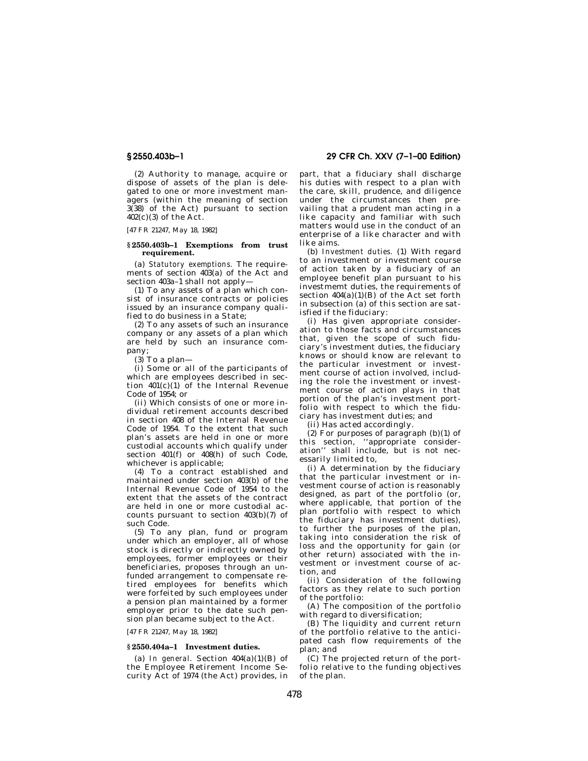(2) Authority to manage, acquire or dispose of assets of the plan is delegated to one or more investment managers (within the meaning of section 3(38) of the Act) pursuant to section 402(c)(3) of the Act.

[47 FR 21247, May 18, 1982]

### § 2550.403b–1 Exemptions from trust requirement.

(a) *Statutory exemptions.* The requirements of section 403(a) of the Act and section 403a–1 shall not apply—

(1) To any assets of a plan which consist of insurance contracts or policies issued by an insurance company qualified to do business in a State;

(2) To any assets of such an insurance company or any assets of a plan which are held by such an insurance company;

(3) To a plan—

(i) Some or all of the participants of which are employees described in section 401(c)(1) of the Internal Revenue Code of 1954; or

(ii) Which consists of one or more individual retirement accounts described in section 408 of the Internal Revenue Code of 1954. To the extent that such plan's assets are held in one or more custodial accounts which qualify under section 401(f) or 408(h) of such Code, whichever is applicable;

(4) To a contract established and maintained under section 403(b) of the Internal Revenue Code of 1954 to the extent that the assets of the contract are held in one or more custodial accounts pursuant to section 403(b)(7) of such Code.

(5) To any plan, fund or program under which an employer, all of whose stock is directly or indirectly owned by employees, former employees or their beneficiaries, proposes through an unfunded arrangement to compensate retired employees for benefits which were forfeited by such employees under a pension plan maintained by a former employer prior to the date such pension plan became subject to the Act.

[47 FR 21247, May 18, 1982]

### § 2550.404a–1 Investment duties.

(a) *In general.* Section 404(a)(1)(B) of the Employee Retirement Income Security Act of 1974 (the Act) provides, in part, that a fiduciary shall discharge his duties with respect to a plan with the care, skill, prudence, and diligence under the circumstances then prevailing that a prudent man acting in a like capacity and familiar with such matters would use in the conduct of an enterprise of a like character and with like aims.

(b) *Investment duties.* (1) With regard to an investment or investment course of action taken by a fiduciary of an employee benefit plan pursuant to his investmemt duties, the requirements of section 404(a)(1)(B) of the Act set forth in subsection (a) of this section are satisfied if the fiduciary:

(i) Has given appropriate consideration to those facts and circumstances that, given the scope of such fiduciary's investment duties, the fiduciary knows or should know are relevant to the particular investment or investment course of action involved, including the role the investment or investment course of action plays in that portion of the plan's investment portfolio with respect to which the fiduciary has investment duties; and

(ii) Has acted accordingly.

(2) For purposes of paragraph (b)(1) of this section, ''appropriate consideration'' shall include, but is not necessarily limited to,

(i) A determination by the fiduciary that the particular investment or investment course of action is reasonably designed, as part of the portfolio (or, where applicable, that portion of the plan portfolio with respect to which the fiduciary has investment duties), to further the purposes of the plan, taking into consideration the risk of loss and the opportunity for gain (or other return) associated with the investment or investment course of action, and

(ii) Consideration of the following factors as they relate to such portion of the portfolio:

(A) The composition of the portfolio with regard to diversification;

(B) The liquidity and current return of the portfolio relative to the anticipated cash flow requirements of the plan; and

(C) The projected return of the portfolio relative to the funding objectives of the plan.